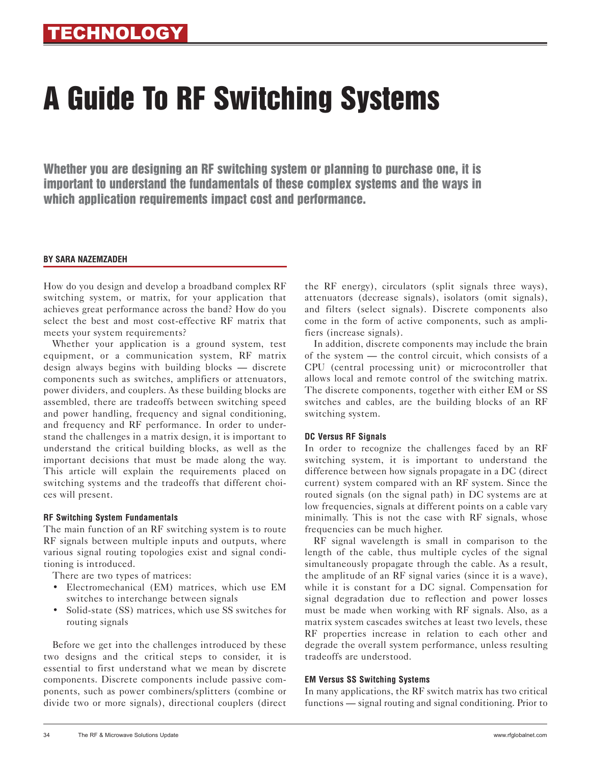TECHNOLOGY

# A Guide To RF Switching Systems

**Whether you are designing an RF switching system or planning to purchase one, it is important to understand the fundamentals of these complex systems and the ways in which application requirements impact cost and performance.**

**BY SARA NAZEMZADEH**

How do you design and develop a broadband complex RF switching system, or matrix, for your application that achieves great performance across the band? How do you select the best and most cost-effective RF matrix that meets your system requirements?

Whether your application is a ground system, test equipment, or a communication system, RF matrix design always begins with building blocks — discrete components such as switches, amplifiers or attenuators, power dividers, and couplers. As these building blocks are assembled, there are tradeoffs between switching speed and power handling, frequency and signal conditioning, and frequency and RF performance. In order to understand the challenges in a matrix design, it is important to understand the critical building blocks, as well as the important decisions that must be made along the way. This article will explain the requirements placed on switching systems and the tradeoffs that different choices will present.

#### RF Switching System Fundamentals

The main function of an RF switching system is to route RF signals between multiple inputs and outputs, where various signal routing topologies exist and signal conditioning is introduced.

There are two types of matrices:

- Electromechanical (EM) matrices, which use EM switches to interchange between signals
- Solid-state (SS) matrices, which use SS switches for routing signals

Before we get into the challenges introduced by these two designs and the critical steps to consider, it is essential to first understand what we mean by discrete components. Discrete components include passive components, such as power combiners/splitters (combine or divide two or more signals), directional couplers (direct the RF energy), circulators (split signals three ways), attenuators (decrease signals), isolators (omit signals), and filters (select signals). Discrete components also come in the form of active components, such as amplifiers (increase signals).

In addition, discrete components may include the brain of the system — the control circuit, which consists of a CPU (central processing unit) or microcontroller that allows local and remote control of the switching matrix. The discrete components, together with either EM or SS switches and cables, are the building blocks of an RF switching system.

#### DC Versus RF Signals

In order to recognize the challenges faced by an RF switching system, it is important to understand the difference between how signals propagate in a DC (direct current) system compared with an RF system. Since the routed signals (on the signal path) in DC systems are at low frequencies, signals at different points on a cable vary minimally. This is not the case with RF signals, whose frequencies can be much higher.

RF signal wavelength is small in comparison to the length of the cable, thus multiple cycles of the signal simultaneously propagate through the cable. As a result, the amplitude of an RF signal varies (since it is a wave), while it is constant for a DC signal. Compensation for signal degradation due to reflection and power losses must be made when working with RF signals. Also, as a matrix system cascades switches at least two levels, these RF properties increase in relation to each other and degrade the overall system performance, unless resulting tradeoffs are understood.

#### EM Versus SS Switching Systems

In many applications, the RF switch matrix has two critical functions — signal routing and signal conditioning. Prior to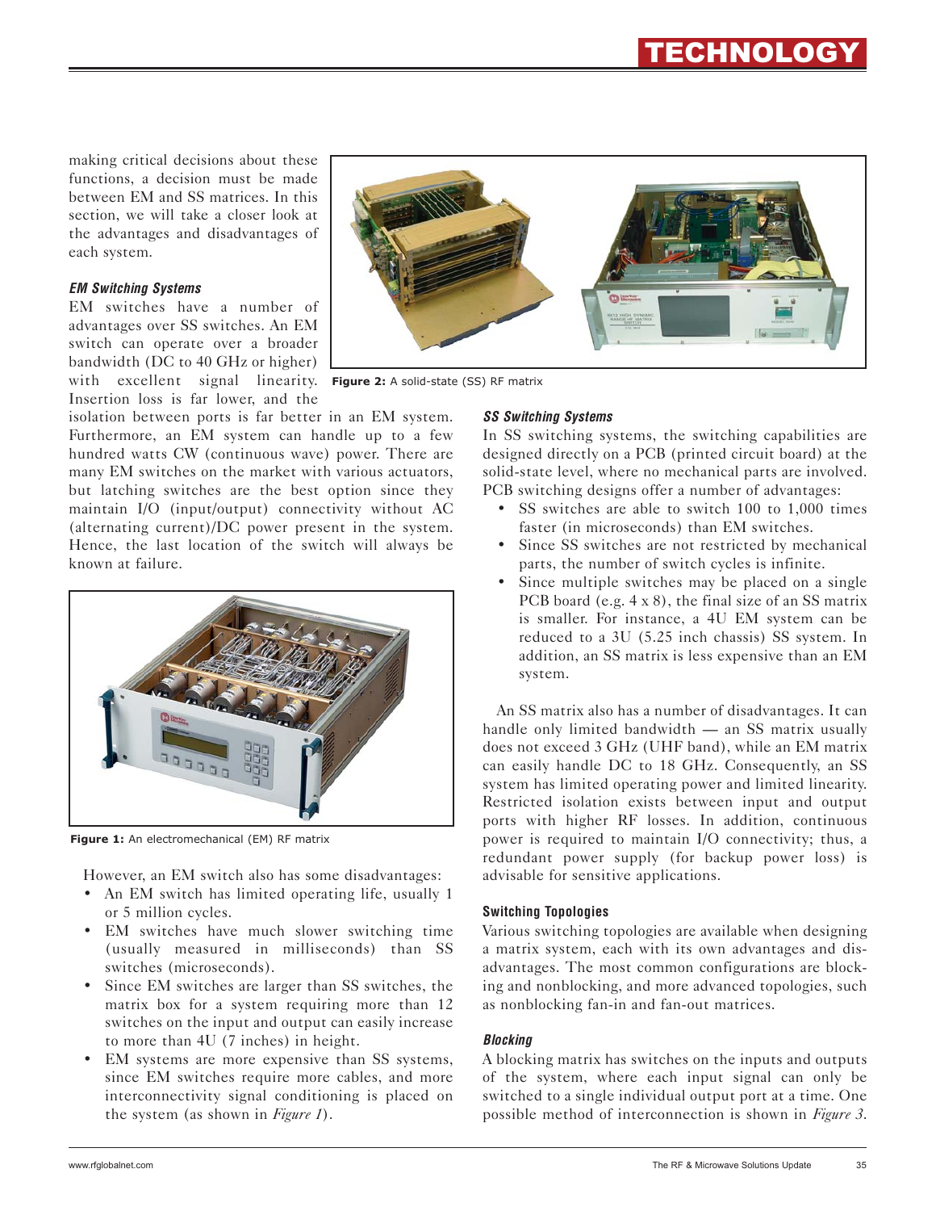making critical decisions about these functions, a decision must be made between EM and SS matrices. In this section, we will take a closer look at the advantages and disadvantages of each system.

#### *EM Switching Systems*

EM switches have a number of advantages over SS switches. An EM switch can operate over a broader bandwidth (DC to 40 GHz or higher) with excellent signal linearity. Insertion loss is far lower, and the isolation between ports is far better in an EM system. Furthermore, an EM system can handle up to a few hundred watts CW (continuous wave) power. There are many EM switches on the market with various actuators, but latching switches are the best option since they maintain I/O (input/output) connectivity without AC (alternating current)/DC power present in the system. Hence, the last location of the switch will always be known at failure.

**Figure 1:** An electromechanical (EM) RF matrix

However, an EM switch also has some disadvantages:

- An EM switch has limited operating life, usually 1 or 5 million cycles.
- EM switches have much slower switching time (usually measured in milliseconds) than SS switches (microseconds).
- Since EM switches are larger than SS switches, the matrix box for a system requiring more than 12 switches on the input and output can easily increase to more than 4U (7 inches) in height.
- EM systems are more expensive than SS systems, since EM switches require more cables, and more interconnectivity signal conditioning is placed on the system (as shown in *Figure 1*).

**Figure 2:** A solid-state (SS) RF matrix

#### *SS Switching Systems*

In SS switching systems, the switching capabilities are designed directly on a PCB (printed circuit board) at the solid-state level, where no mechanical parts are involved. PCB switching designs offer a number of advantages:

- SS switches are able to switch 100 to 1,000 times faster (in microseconds) than EM switches.
- Since SS switches are not restricted by mechanical parts, the number of switch cycles is infinite.
- Since multiple switches may be placed on a single PCB board (e.g. 4 x 8), the final size of an SS matrix is smaller. For instance, a 4U EM system can be reduced to a 3U (5.25 inch chassis) SS system. In addition, an SS matrix is less expensive than an EM system.

An SS matrix also has a number of disadvantages. It can handle only limited bandwidth — an SS matrix usually does not exceed 3 GHz (UHF band), while an EM matrix can easily handle DC to 18 GHz. Consequently, an SS system has limited operating power and limited linearity. Restricted isolation exists between input and output ports with higher RF losses. In addition, continuous power is required to maintain I/O connectivity; thus, a redundant power supply (for backup power loss) is advisable for sensitive applications.

#### Switching Topologies

Various switching topologies are available when designing a matrix system, each with its own advantages and disadvantages. The most common configurations are blocking and nonblocking, and more advanced topologies, such as nonblocking fan-in and fan-out matrices.

#### *Blocking*

A blocking matrix has switches on the inputs and outputs of the system, where each input signal can only be switched to a single individual output port at a time. One possible method of interconnection is shown in *Figure 3*.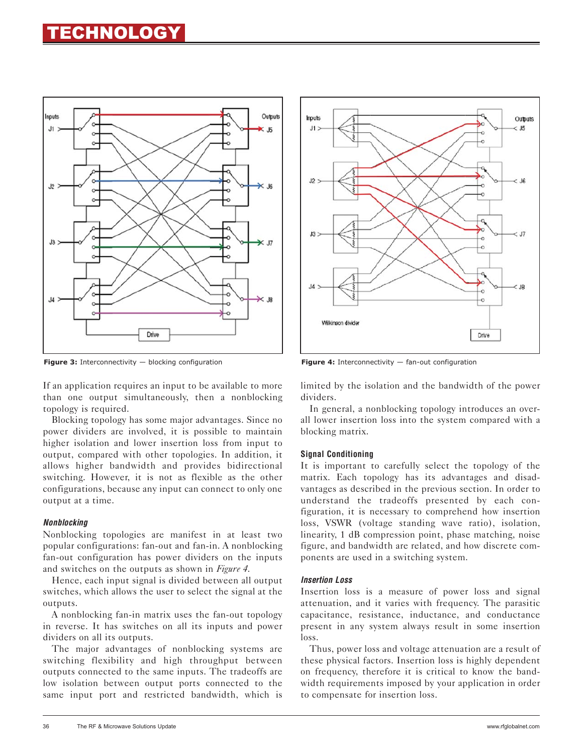**Figure 3:** Interconnectivity — blocking configuration

**Figure 4:** Interconnectivity — fan-out configuration

If an application requires an input to be available to more than one output simultaneously, then a nonblocking topology is required.

Blocking topology has some major advantages. Since no power dividers are involved, it is possible to maintain higher isolation and lower insertion loss from input to output, compared with other topologies. In addition, it allows higher bandwidth and provides bidirectional switching. However, it is not as flexible as the other configurations, because any input can connect to only one output at a time.

### *Nonblocking*

Nonblocking topologies are manifest in at least two popular configurations: fan-out and fan-in. A nonblocking fan-out configuration has power dividers on the inputs and switches on the outputs as shown in *Figure 4*.

Hence, each input signal is divided between all output switches, which allows the user to select the signal at the outputs.

A nonblocking fan-in matrix uses the fan-out topology in reverse. It has switches on all its inputs and power dividers on all its outputs.

The major advantages of nonblocking systems are switching flexibility and high throughput between outputs connected to the same inputs. The tradeoffs are low isolation between output ports connected to the same input port and restricted bandwidth, which is limited by the isolation and the bandwidth of the power dividers.

In general, a nonblocking topology introduces an overall lower insertion loss into the system compared with a blocking matrix.

## Signal Conditioning

It is important to carefully select the topology of the matrix. Each topology has its advantages and disadvantages as described in the previous section. In order to understand the tradeoffs presented by each configuration, it is necessary to comprehend how insertion loss, VSWR (voltage standing wave ratio), isolation, linearity, 1 dB compression point, phase matching, noise figure, and bandwidth are related, and how discrete components are used in a switching system.

### *Insertion Loss*

Insertion loss is a measure of power loss and signal attenuation, and it varies with frequency. The parasitic capacitance, resistance, inductance, and conductance present in any system always result in some insertion loss.

Thus, power loss and voltage attenuation are a result of these physical factors. Insertion loss is highly dependent on frequency, therefore it is critical to know the bandwidth requirements imposed by your application in order to compensate for insertion loss.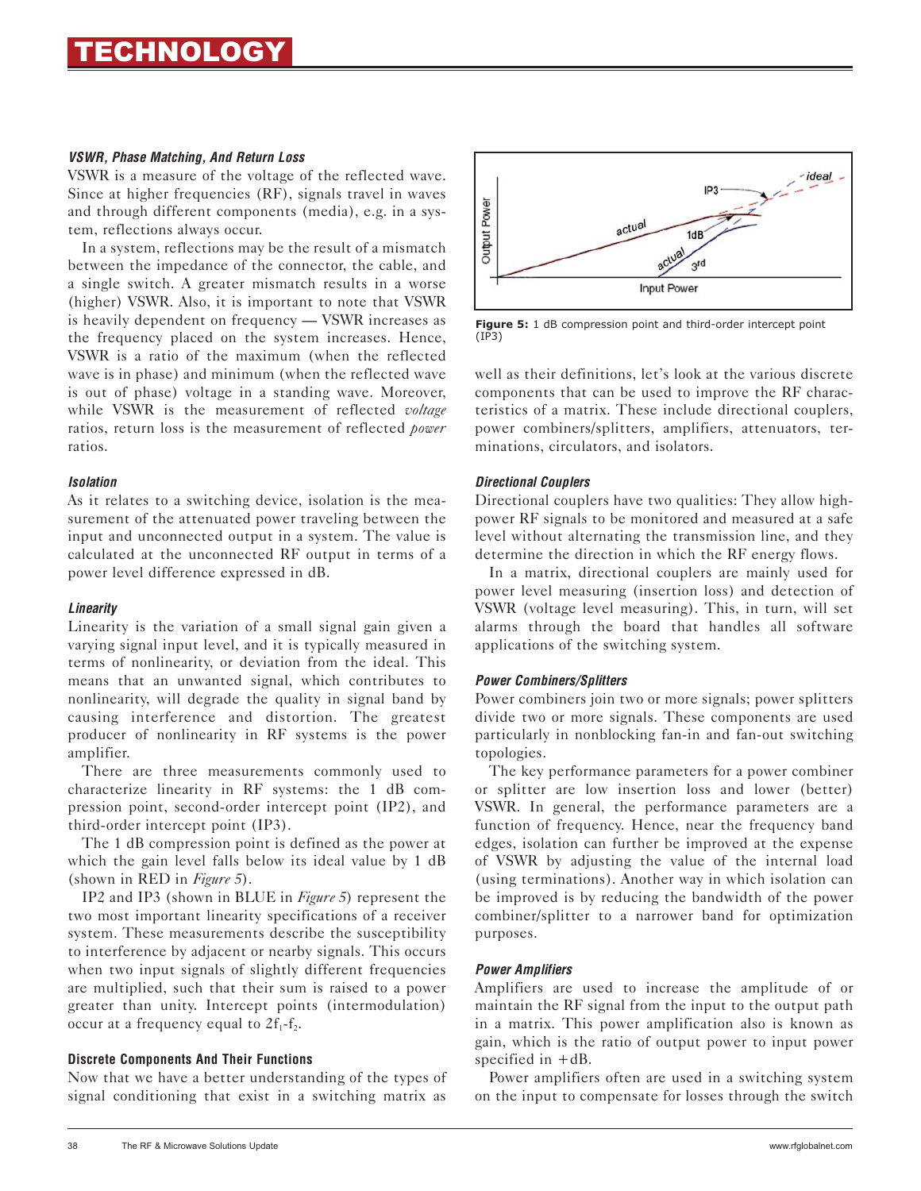#### *VSWR, Phase Matching, And Return Loss*

VSWR is a measure of the voltage of the reflected wave. Since at higher frequencies (RF), signals travel in waves and through different components (media), e.g. in a system, reflections always occur.

In a system, reflections may be the result of a mismatch between the impedance of the connector, the cable, and a single switch. A greater mismatch results in a worse (higher) VSWR. Also, it is important to note that VSWR is heavily dependent on frequency — VSWR increases as the frequency placed on the system increases. Hence, VSWR is a ratio of the maximum (when the reflected wave is in phase) and minimum (when the reflected wave is out of phase) voltage in a standing wave. Moreover, while VSWR is the measurement of reflected *voltage* ratios, return loss is the measurement of reflected *power* ratios.

#### *Isolation*

As it relates to a switching device, isolation is the measurement of the attenuated power traveling between the input and unconnected output in a system. The value is calculated at the unconnected RF output in terms of a power level difference expressed in dB.

#### *Linearity*

Linearity is the variation of a small signal gain given a varying signal input level, and it is typically measured in terms of nonlinearity, or deviation from the ideal. This means that an unwanted signal, which contributes to nonlinearity, will degrade the quality in signal band by causing interference and distortion. The greatest producer of nonlinearity in RF systems is the power amplifier.

There are three measurements commonly used to characterize linearity in RF systems: the 1 dB compression point, second-order intercept point (IP2), and third-order intercept point (IP3).

The 1 dB compression point is defined as the power at which the gain level falls below its ideal value by 1 dB (shown in RED in *Figure 5*).

IP2 and IP3 (shown in BLUE in *Figure 5*) represent the two most important linearity specifications of a receiver system. These measurements describe the susceptibility to interference by adjacent or nearby signals. This occurs when two input signals of slightly different frequencies are multiplied, such that their sum is raised to a power greater than unity. Intercept points (intermodulation) occur at a frequency equal to $2f_1$-$f_2$.

#### Discrete Components And Their Functions

Now that we have a better understanding of the types of signal conditioning that exist in a switching matrix as well as their definitions, let's look at the various discrete components that can be used to improve the RF characteristics of a matrix. These include directional couplers, power combiners/splitters, amplifiers, attenuators, terminations, circulators, and isolators.

**Figure 5:** 1 dB compression point and third-order intercept point (IP3)

#### *Directional Couplers*

Directional couplers have two qualities: They allow high-power RF signals to be monitored and measured at a safe level without alternating the transmission line, and they determine the direction in which the RF energy flows.

In a matrix, directional couplers are mainly used for power level measuring (insertion loss) and detection of VSWR (voltage level measuring). This, in turn, will set alarms through the board that handles all software applications of the switching system.

#### *Power Combiners/Splitters*

Power combiners join two or more signals; power splitters divide two or more signals. These components are used particularly in nonblocking fan-in and fan-out switching topologies.

The key performance parameters for a power combiner or splitter are low insertion loss and lower (better) VSWR. In general, the performance parameters are a function of frequency. Hence, near the frequency band edges, isolation can further be improved at the expense of VSWR by adjusting the value of the internal load (using terminations). Another way in which isolation can be improved is by reducing the bandwidth of the power combiner/splitter to a narrower band for optimization purposes.

#### *Power Amplifiers*

Amplifiers are used to increase the amplitude of or maintain the RF signal from the input to the output path in a matrix. This power amplification also is known as gain, which is the ratio of output power to input power specified in +dB.

Power amplifiers often are used in a switching system on the input to compensate for losses through the switch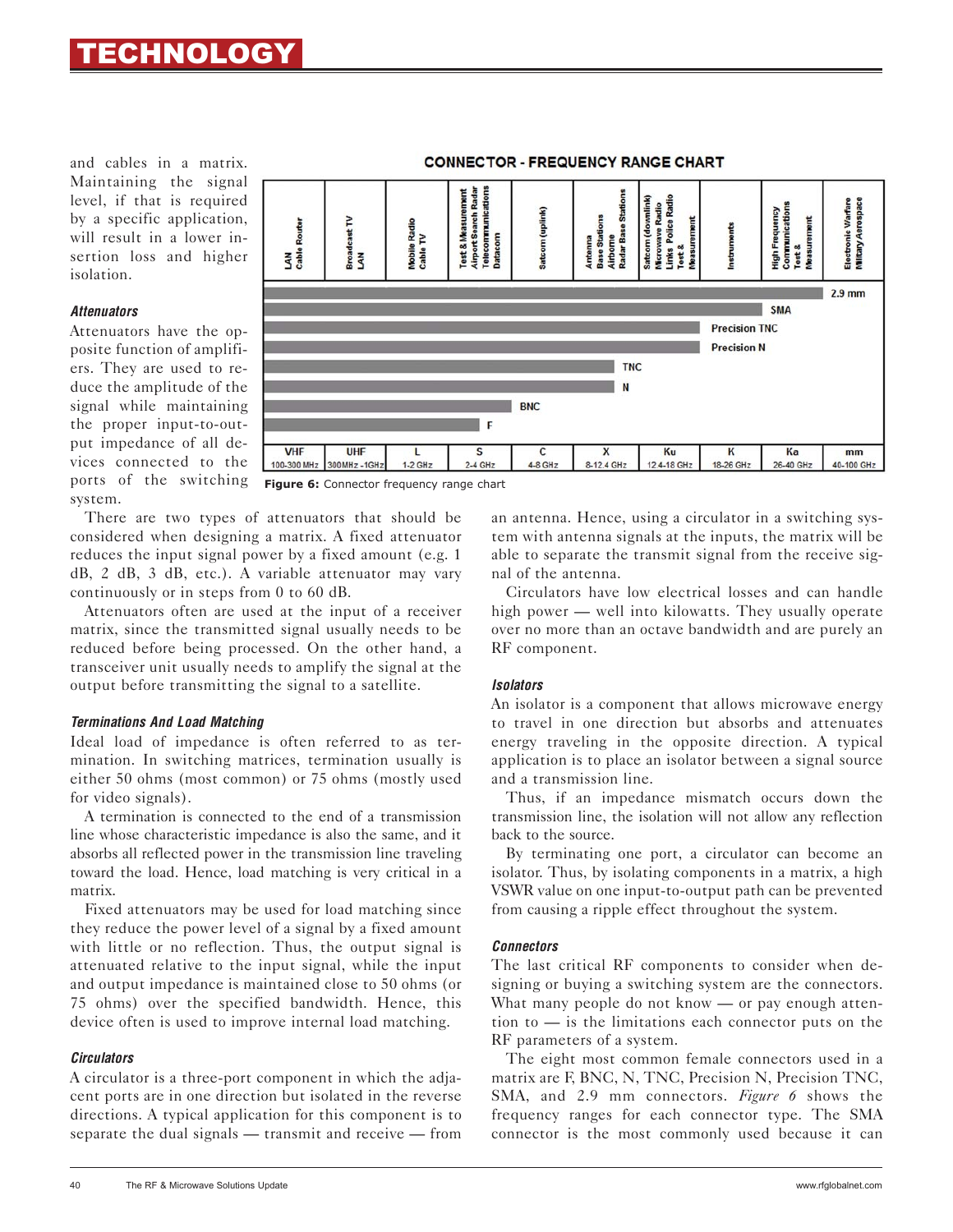and cables in a matrix. Maintaining the signal level, if that is required by a specific application, will result in a lower insertion loss and higher isolation.

### *Attenuators*

Attenuators have the opposite function of amplifiers. They are used to reduce the amplitude of the signal while maintaining the proper input-to-output impedance of all devices connected to the ports of the switching system.

There are two types of attenuators that should be considered when designing a matrix. A fixed attenuator reduces the input signal power by a fixed amount (e.g. 1 dB, 2 dB, 3 dB, etc.). A variable attenuator may vary continuously or in steps from 0 to 60 dB.

Attenuators often are used at the input of a receiver matrix, since the transmitted signal usually needs to be reduced before being processed. On the other hand, a transceiver unit usually needs to amplify the signal at the output before transmitting the signal to a satellite.

### *Terminations And Load Matching*

Ideal load of impedance is often referred to as termination. In switching matrices, termination usually is either 50 ohms (most common) or 75 ohms (mostly used for video signals).

A termination is connected to the end of a transmission line whose characteristic impedance is also the same, and it absorbs all reflected power in the transmission line traveling toward the load. Hence, load matching is very critical in a matrix.

Fixed attenuators may be used for load matching since they reduce the power level of a signal by a fixed amount with little or no reflection. Thus, the output signal is attenuated relative to the input signal, while the input and output impedance is maintained close to 50 ohms (or 75 ohms) over the specified bandwidth. Hence, this device often is used to improve internal load matching.

### *Circulators*

A circulator is a three-port component in which the adjacent ports are in one direction but isolated in the reverse directions. A typical application for this component is to separate the dual signals — transmit and receive — from an antenna. Hence, using a circulator in a switching system with antenna signals at the inputs, the matrix will be able to separate the transmit signal from the receive signal of the antenna.

Circulators have low electrical losses and can handle high power — well into kilowatts. They usually operate over no more than an octave bandwidth and are purely an RF component.

### *Isolators*

An isolator is a component that allows microwave energy to travel in one direction but absorbs and attenuates energy traveling in the opposite direction. A typical application is to place an isolator between a signal source and a transmission line.

Thus, if an impedance mismatch occurs down the transmission line, the isolation will not allow any reflection back to the source.

By terminating one port, a circulator can become an isolator. Thus, by isolating components in a matrix, a high VSWR value on one input-to-output path can be prevented from causing a ripple effect throughout the system.

### *Connectors*

The last critical RF components to consider when designing or buying a switching system are the connectors. What many people do not know — or pay enough attention to — is the limitations each connector puts on the RF parameters of a system.

The eight most common female connectors used in a matrix are F, BNC, N, TNC, Precision N, Precision TNC, SMA, and 2.9 mm connectors. *Figure 6* shows the frequency ranges for each connector type. The SMA connector is the most commonly used because it can

**CONNECTOR - FREQUENCY RANGE CHART**

| Band | VHF | UHF | L | S | C | X | Ku | K | Ka | mm |
|---|---|---|---|---|---|---|---|---|---|---|
| Frequency | 100-300 MHz | 300MHz -1GHz | 1-2 GHz | 2-4 GHz | 4-8 GHz | 8-12.4 GHz | 12.4-18 GHz | 18-26 GHz | 26-40 GHz | 40-100 GHz |
| Applications | LAN, Cable Router | Broadcast TV, LAN | Mobile Radio, Cable TV | Test & Measurement, Airport Search Radar, Telecommunications, Datacom | Satcom (uplink) | Antenna, Base Stations, Airborne, Radar Base Stations | Satcom (downlink), Microwave Radio Links, Police Radio, Test & Measurement | Instruments | High Frequency Communications, Test & Measurement | Electronic Warfare, Military Aerospace |

Connector ranges: 2.9 mm (up to Ka); SMA (up to K); Precision TNC (up to Ku); Precision N (up to Ku); TNC (up to X); N (up to X); BNC (up to C); F (up to S)

Figure 6: Connector frequency range chart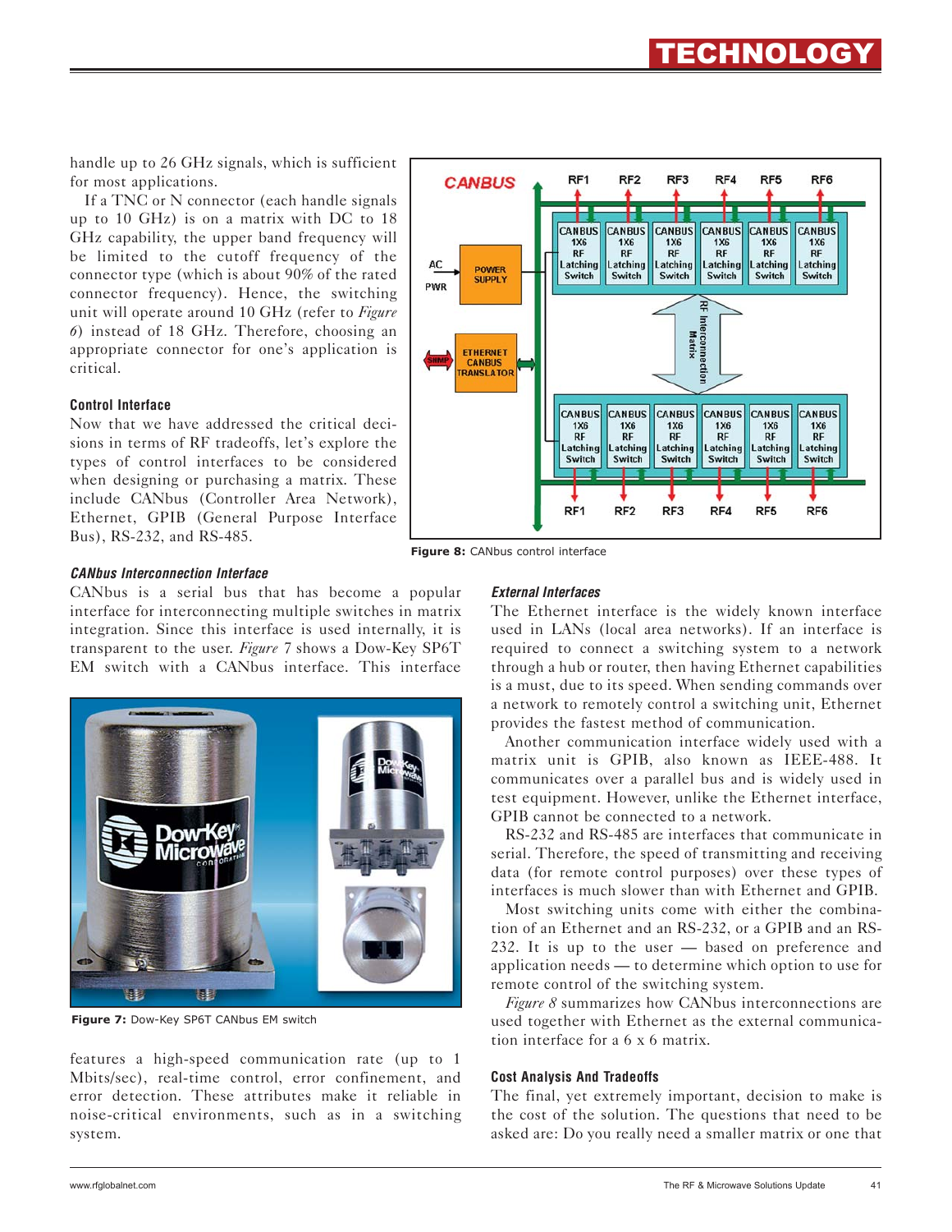handle up to 26 GHz signals, which is sufficient for most applications.

If a TNC or N connector (each handle signals up to 10 GHz) is on a matrix with DC to 18 GHz capability, the upper band frequency will be limited to the cutoff frequency of the connector type (which is about 90% of the rated connector frequency). Hence, the switching unit will operate around 10 GHz (refer to *Figure 6*) instead of 18 GHz. Therefore, choosing an appropriate connector for one's application is critical.

### Control Interface

Now that we have addressed the critical decisions in terms of RF tradeoffs, let's explore the types of control interfaces to be considered when designing or purchasing a matrix. These include CANbus (Controller Area Network), Ethernet, GPIB (General Purpose Interface Bus), RS-232, and RS-485.

**Figure 8:** CANbus control interface

#### *CANbus Interconnection Interface*

CANbus is a serial bus that has become a popular interface for interconnecting multiple switches in matrix integration. Since this interface is used internally, it is transparent to the user. *Figure* 7 shows a Dow-Key SP6T EM switch with a CANbus interface. This interface features a high-speed communication rate (up to 1 Mbits/sec), real-time control, error confinement, and error detection. These attributes make it reliable in noise-critical environments, such as in a switching system.

**Figure 7:** Dow-Key SP6T CANbus EM switch

#### *External Interfaces*

The Ethernet interface is the widely known interface used in LANs (local area networks). If an interface is required to connect a switching system to a network through a hub or router, then having Ethernet capabilities is a must, due to its speed. When sending commands over a network to remotely control a switching unit, Ethernet provides the fastest method of communication.

Another communication interface widely used with a matrix unit is GPIB, also known as IEEE-488. It communicates over a parallel bus and is widely used in test equipment. However, unlike the Ethernet interface, GPIB cannot be connected to a network.

RS-232 and RS-485 are interfaces that communicate in serial. Therefore, the speed of transmitting and receiving data (for remote control purposes) over these types of interfaces is much slower than with Ethernet and GPIB.

Most switching units come with either the combination of an Ethernet and an RS-232, or a GPIB and an RS-232. It is up to the user — based on preference and application needs — to determine which option to use for remote control of the switching system.

*Figure 8* summarizes how CANbus interconnections are used together with Ethernet as the external communication interface for a 6 x 6 matrix.

### Cost Analysis And Tradeoffs

The final, yet extremely important, decision to make is the cost of the solution. The questions that need to be asked are: Do you really need a smaller matrix or one that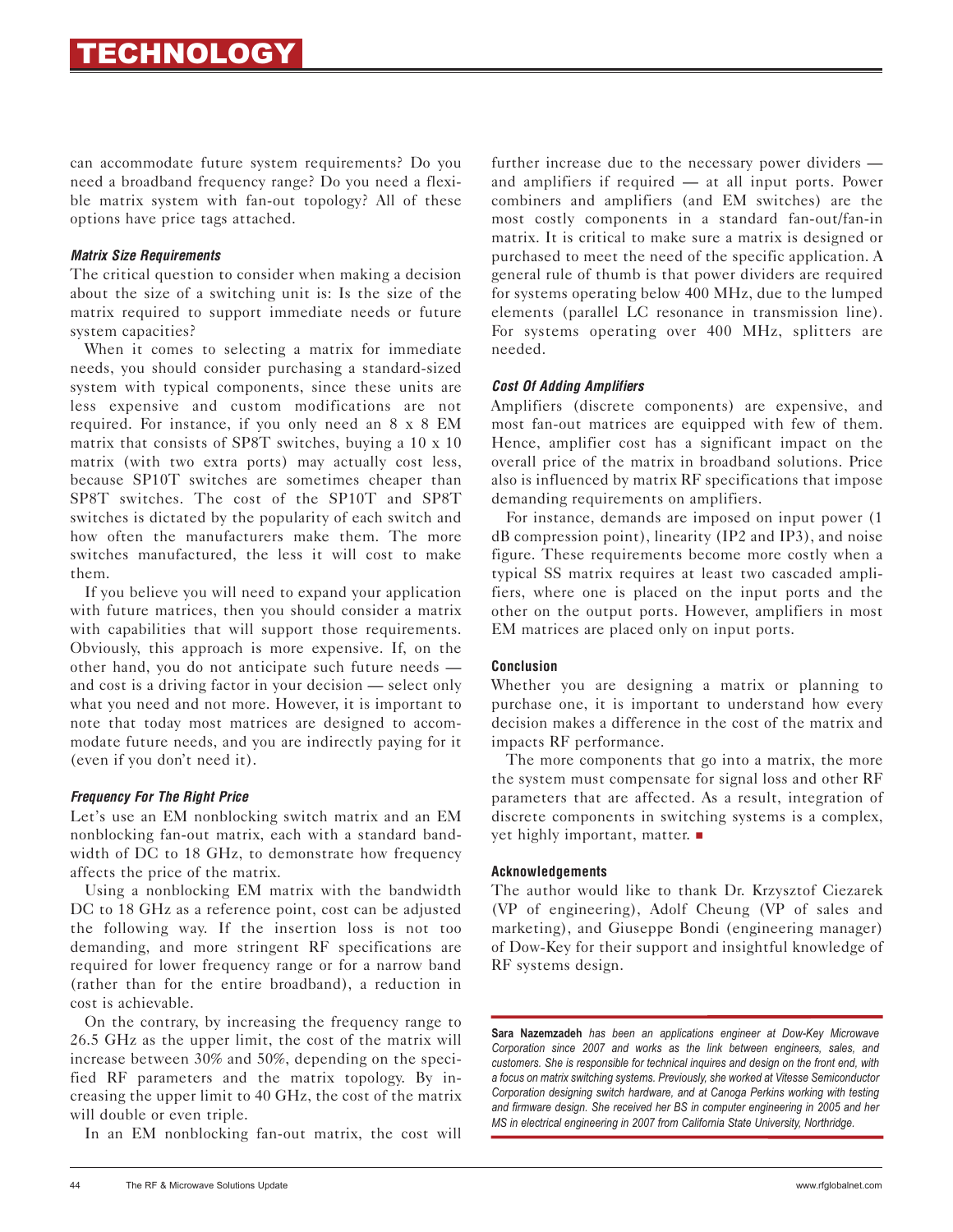can accommodate future system requirements? Do you need a broadband frequency range? Do you need a flexible matrix system with fan-out topology? All of these options have price tags attached.

#### *Matrix Size Requirements*

The critical question to consider when making a decision about the size of a switching unit is: Is the size of the matrix required to support immediate needs or future system capacities?

When it comes to selecting a matrix for immediate needs, you should consider purchasing a standard-sized system with typical components, since these units are less expensive and custom modifications are not required. For instance, if you only need an 8 x 8 EM matrix that consists of SP8T switches, buying a 10 x 10 matrix (with two extra ports) may actually cost less, because SP10T switches are sometimes cheaper than SP8T switches. The cost of the SP10T and SP8T switches is dictated by the popularity of each switch and how often the manufacturers make them. The more switches manufactured, the less it will cost to make them.

If you believe you will need to expand your application with future matrices, then you should consider a matrix with capabilities that will support those requirements. Obviously, this approach is more expensive. If, on the other hand, you do not anticipate such future needs — and cost is a driving factor in your decision — select only what you need and not more. However, it is important to note that today most matrices are designed to accommodate future needs, and you are indirectly paying for it (even if you don't need it).

#### *Frequency For The Right Price*

Let's use an EM nonblocking switch matrix and an EM nonblocking fan-out matrix, each with a standard bandwidth of DC to 18 GHz, to demonstrate how frequency affects the price of the matrix.

Using a nonblocking EM matrix with the bandwidth DC to 18 GHz as a reference point, cost can be adjusted the following way. If the insertion loss is not too demanding, and more stringent RF specifications are required for lower frequency range or for a narrow band (rather than for the entire broadband), a reduction in cost is achievable.

On the contrary, by increasing the frequency range to 26.5 GHz as the upper limit, the cost of the matrix will increase between 30% and 50%, depending on the specified RF parameters and the matrix topology. By increasing the upper limit to 40 GHz, the cost of the matrix will double or even triple.

In an EM nonblocking fan-out matrix, the cost will further increase due to the necessary power dividers — and amplifiers if required — at all input ports. Power combiners and amplifiers (and EM switches) are the most costly components in a standard fan-out/fan-in matrix. It is critical to make sure a matrix is designed or purchased to meet the need of the specific application. A general rule of thumb is that power dividers are required for systems operating below 400 MHz, due to the lumped elements (parallel LC resonance in transmission line). For systems operating over 400 MHz, splitters are needed.

#### *Cost Of Adding Amplifiers*

Amplifiers (discrete components) are expensive, and most fan-out matrices are equipped with few of them. Hence, amplifier cost has a significant impact on the overall price of the matrix in broadband solutions. Price also is influenced by matrix RF specifications that impose demanding requirements on amplifiers.

For instance, demands are imposed on input power (1 dB compression point), linearity (IP2 and IP3), and noise figure. These requirements become more costly when a typical SS matrix requires at least two cascaded amplifiers, where one is placed on the input ports and the other on the output ports. However, amplifiers in most EM matrices are placed only on input ports.

#### Conclusion

Whether you are designing a matrix or planning to purchase one, it is important to understand how every decision makes a difference in the cost of the matrix and impacts RF performance.

The more components that go into a matrix, the more the system must compensate for signal loss and other RF parameters that are affected. As a result, integration of discrete components in switching systems is a complex, yet highly important, matter. ■

#### Acknowledgements

The author would like to thank Dr. Krzysztof Ciezarek (VP of engineering), Adolf Cheung (VP of sales and marketing), and Giuseppe Bondi (engineering manager) of Dow-Key for their support and insightful knowledge of RF systems design.

---

**Sara Nazemzadeh** *has been an applications engineer at Dow-Key Microwave Corporation since 2007 and works as the link between engineers, sales, and customers. She is responsible for technical inquires and design on the front end, with a focus on matrix switching systems. Previously, she worked at Vitesse Semiconductor Corporation designing switch hardware, and at Canoga Perkins working with testing and firmware design. She received her BS in computer engineering in 2005 and her MS in electrical engineering in 2007 from California State University, Northridge.*